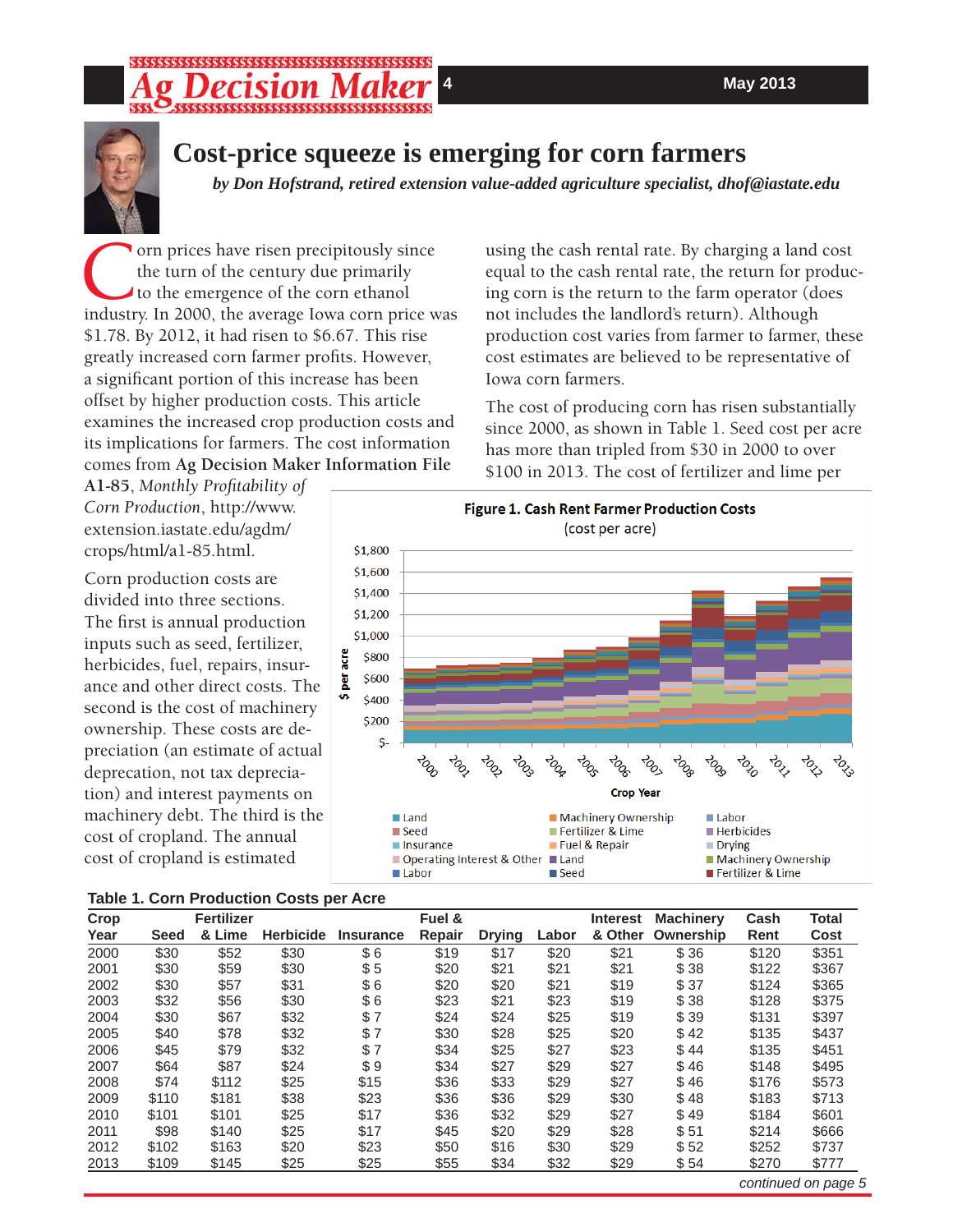# Cost-price squeeze is emerging for corn farmers

*by Don Hofstrand, retired extension value-added agriculture specialist, dhof@iastate.edu*

Corn prices have risen precipitously since the turn of the century due primarily to the emergence of the corn ethanol industry. In 2000, the average Iowa corn price was $1.78. By 2012, it had risen to $6.67. This rise greatly increased corn farmer profits. However, a significant portion of this increase has been offset by higher production costs. This article examines the increased crop production costs and its implications for farmers. The cost information comes from **Ag Decision Maker Information File A1-85**, *Monthly Profitability of Corn Production*, http://www.extension.iastate.edu/agdm/crops/html/a1-85.html.

Corn production costs are divided into three sections. The first is annual production inputs such as seed, fertilizer, herbicides, fuel, repairs, insurance and other direct costs. The second is the cost of machinery ownership. These costs are depreciation (an estimate of actual deprecation, not tax depreciation) and interest payments on machinery debt. The third is the cost of cropland. The annual cost of cropland is estimated using the cash rental rate. By charging a land cost equal to the cash rental rate, the return for producing corn is the return to the farm operator (does not includes the landlord's return). Although production cost varies from farmer to farmer, these cost estimates are believed to be representative of Iowa corn farmers.

The cost of producing corn has risen substantially since 2000, as shown in Table 1. Seed cost per acre has more than tripled from $30 in 2000 to over $100 in 2013. The cost of fertilizer and lime per

**Figure 1. Cash Rent Farmer Production Costs**
(cost per acre)

**Table 1. Corn Production Costs per Acre**

| Crop Year | Seed | Fertilizer & Lime | Herbicide | Insurance | Fuel & Repair | Drying | Labor | Interest & Other | Machinery Ownership | Cash Rent | Total Cost |
|---|---|---|---|---|---|---|---|---|---|---|---|
| 2000 | $30 | $52 | $30 | $ 6 | $19 | $17 | $20 | $21 | $ 36 | $120 | $351 |
| 2001 | $30 | $59 | $30 | $ 5 | $20 | $21 | $21 | $21 | $ 38 | $122 | $367 |
| 2002 | $30 | $57 | $31 | $ 6 | $20 | $20 | $21 | $19 | $ 37 | $124 | $365 |
| 2003 | $32 | $56 | $30 | $ 6 | $23 | $21 | $23 | $19 | $ 38 | $128 | $375 |
| 2004 | $30 | $67 | $32 | $ 7 | $24 | $24 | $25 | $19 | $ 39 | $131 | $397 |
| 2005 | $40 | $78 | $32 | $ 7 | $30 | $28 | $25 | $20 | $ 42 | $135 | $437 |
| 2006 | $45 | $79 | $32 | $ 7 | $34 | $25 | $27 | $23 | $ 44 | $135 | $451 |
| 2007 | $64 | $87 | $24 | $ 9 | $34 | $27 | $29 | $27 | $ 46 | $148 | $495 |
| 2008 | $74 | $112 | $25 | $15 | $36 | $33 | $29 | $27 | $ 46 | $176 | $573 |
| 2009 | $110 | $181 | $38 | $23 | $36 | $36 | $29 | $30 | $ 48 | $183 | $713 |
| 2010 | $101 | $101 | $25 | $17 | $36 | $32 | $29 | $27 | $ 49 | $184 | $601 |
| 2011 | $98 | $140 | $25 | $17 | $45 | $20 | $29 | $28 | $ 51 | $214 | $666 |
| 2012 | $102 | $163 | $20 | $23 | $50 | $16 | $30 | $29 | $ 52 | $252 | $737 |
| 2013 | $109 | $145 | $25 | $25 | $55 | $34 | $32 | $29 | $ 54 | $270 | $777 |

*continued on page 5*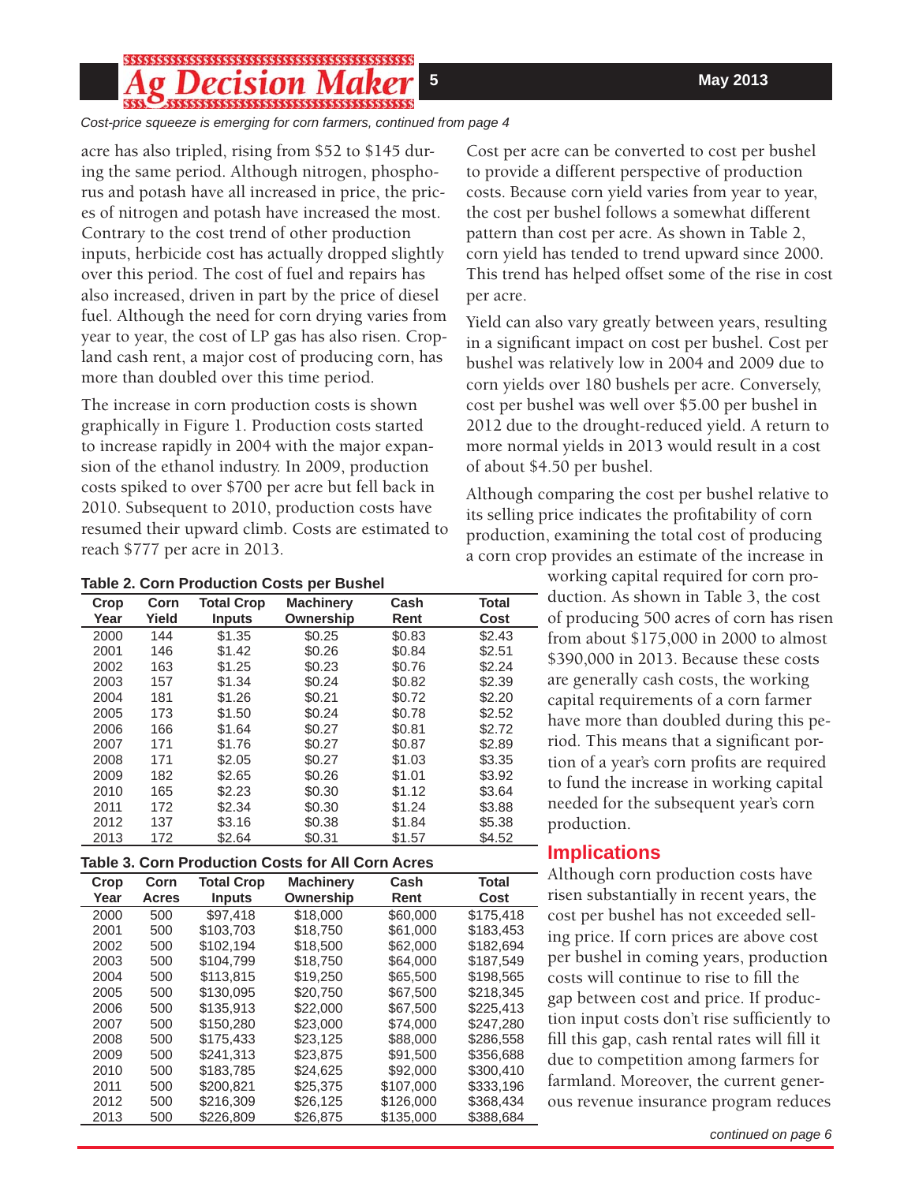*Cost-price squeeze is emerging for corn farmers, continued from page 4*

acre has also tripled, rising from $52 to $145 during the same period. Although nitrogen, phosphorus and potash have all increased in price, the prices of nitrogen and potash have increased the most. Contrary to the cost trend of other production inputs, herbicide cost has actually dropped slightly over this period. The cost of fuel and repairs has also increased, driven in part by the price of diesel fuel. Although the need for corn drying varies from year to year, the cost of LP gas has also risen. Cropland cash rent, a major cost of producing corn, has more than doubled over this time period.

The increase in corn production costs is shown graphically in Figure 1. Production costs started to increase rapidly in 2004 with the major expansion of the ethanol industry. In 2009, production costs spiked to over $700 per acre but fell back in 2010. Subsequent to 2010, production costs have resumed their upward climb. Costs are estimated to reach $777 per acre in 2013.

**Table 2. Corn Production Costs per Bushel**

| Crop Year | Corn Yield | Total Crop Inputs | Machinery Ownership | Cash Rent | Total Cost |
|---|---|---|---|---|---|
| 2000 | 144 | $1.35 | $0.25 | $0.83 | $2.43 |
| 2001 | 146 | $1.42 | $0.26 | $0.84 | $2.51 |
| 2002 | 163 | $1.25 | $0.23 | $0.76 | $2.24 |
| 2003 | 157 | $1.34 | $0.24 | $0.82 | $2.39 |
| 2004 | 181 | $1.26 | $0.21 | $0.72 | $2.20 |
| 2005 | 173 | $1.50 | $0.24 | $0.78 | $2.52 |
| 2006 | 166 | $1.64 | $0.27 | $0.81 | $2.72 |
| 2007 | 171 | $1.76 | $0.27 | $0.87 | $2.89 |
| 2008 | 171 | $2.05 | $0.27 | $1.03 | $3.35 |
| 2009 | 182 | $2.65 | $0.26 | $1.01 | $3.92 |
| 2010 | 165 | $2.23 | $0.30 | $1.12 | $3.64 |
| 2011 | 172 | $2.34 | $0.30 | $1.24 | $3.88 |
| 2012 | 137 | $3.16 | $0.38 | $1.84 | $5.38 |
| 2013 | 172 | $2.64 | $0.31 | $1.57 | $4.52 |

**Table 3. Corn Production Costs for All Corn Acres**

| Crop Year | Corn Acres | Total Crop Inputs | Machinery Ownership | Cash Rent | Total Cost |
|---|---|---|---|---|---|
| 2000 | 500 | $97,418 | $18,000 | $60,000 | $175,418 |
| 2001 | 500 | $103,703 | $18,750 | $61,000 | $183,453 |
| 2002 | 500 | $102,194 | $18,500 | $62,000 | $182,694 |
| 2003 | 500 | $104,799 | $18,750 | $64,000 | $187,549 |
| 2004 | 500 | $113,815 | $19,250 | $65,500 | $198,565 |
| 2005 | 500 | $130,095 | $20,750 | $67,500 | $218,345 |
| 2006 | 500 | $135,913 | $22,000 | $67,500 | $225,413 |
| 2007 | 500 | $150,280 | $23,000 | $74,000 | $247,280 |
| 2008 | 500 | $175,433 | $23,125 | $88,000 | $286,558 |
| 2009 | 500 | $241,313 | $23,875 | $91,500 | $356,688 |
| 2010 | 500 | $183,785 | $24,625 | $92,000 | $300,410 |
| 2011 | 500 | $200,821 | $25,375 | $107,000 | $333,196 |
| 2012 | 500 | $216,309 | $26,125 | $126,000 | $368,434 |
| 2013 | 500 | $226,809 | $26,875 | $135,000 | $388,684 |

Cost per acre can be converted to cost per bushel to provide a different perspective of production costs. Because corn yield varies from year to year, the cost per bushel follows a somewhat different pattern than cost per acre. As shown in Table 2, corn yield has tended to trend upward since 2000. This trend has helped offset some of the rise in cost per acre.

Yield can also vary greatly between years, resulting in a significant impact on cost per bushel. Cost per bushel was relatively low in 2004 and 2009 due to corn yields over 180 bushels per acre. Conversely, cost per bushel was well over $5.00 per bushel in 2012 due to the drought-reduced yield. A return to more normal yields in 2013 would result in a cost of about $4.50 per bushel.

Although comparing the cost per bushel relative to its selling price indicates the profitability of corn production, examining the total cost of producing a corn crop provides an estimate of the increase in working capital required for corn production. As shown in Table 3, the cost of producing 500 acres of corn has risen from about $175,000 in 2000 to almost $390,000 in 2013. Because these costs are generally cash costs, the working capital requirements of a corn farmer have more than doubled during this period. This means that a significant portion of a year's corn profits are required to fund the increase in working capital needed for the subsequent year's corn production.

## Implications

Although corn production costs have risen substantially in recent years, the cost per bushel has not exceeded selling price. If corn prices are above cost per bushel in coming years, production costs will continue to rise to fill the gap between cost and price. If production input costs don't rise sufficiently to fill this gap, cash rental rates will fill it due to competition among farmers for farmland. Moreover, the current generous revenue insurance program reduces

*continued on page 6*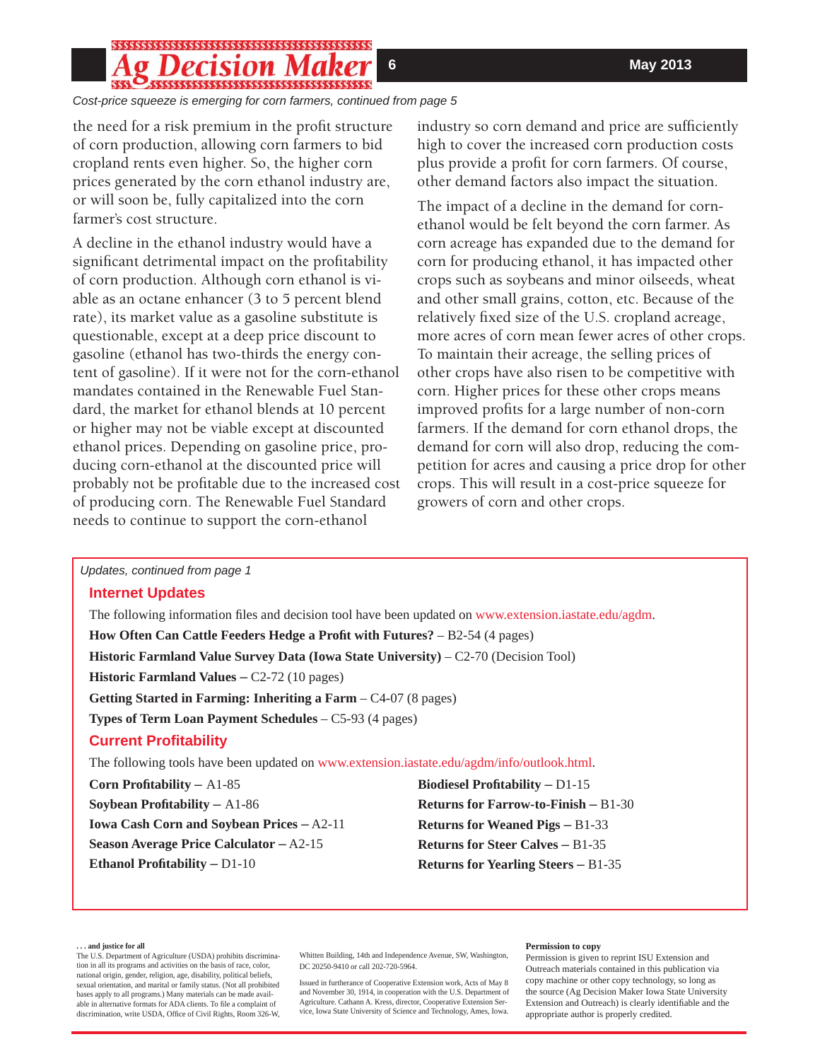*Cost-price squeeze is emerging for corn farmers, continued from page 5*

the need for a risk premium in the profit structure of corn production, allowing corn farmers to bid cropland rents even higher. So, the higher corn prices generated by the corn ethanol industry are, or will soon be, fully capitalized into the corn farmer's cost structure.

A decline in the ethanol industry would have a significant detrimental impact on the profitability of corn production. Although corn ethanol is viable as an octane enhancer (3 to 5 percent blend rate), its market value as a gasoline substitute is questionable, except at a deep price discount to gasoline (ethanol has two-thirds the energy content of gasoline). If it were not for the corn-ethanol mandates contained in the Renewable Fuel Standard, the market for ethanol blends at 10 percent or higher may not be viable except at discounted ethanol prices. Depending on gasoline price, producing corn-ethanol at the discounted price will probably not be profitable due to the increased cost of producing corn. The Renewable Fuel Standard needs to continue to support the corn-ethanol industry so corn demand and price are sufficiently high to cover the increased corn production costs plus provide a profit for corn farmers. Of course, other demand factors also impact the situation.

The impact of a decline in the demand for corn-ethanol would be felt beyond the corn farmer. As corn acreage has expanded due to the demand for corn for producing ethanol, it has impacted other crops such as soybeans and minor oilseeds, wheat and other small grains, cotton, etc. Because of the relatively fixed size of the U.S. cropland acreage, more acres of corn mean fewer acres of other crops. To maintain their acreage, the selling prices of other crops have also risen to be competitive with corn. Higher prices for these other crops means improved profits for a large number of non-corn farmers. If the demand for corn ethanol drops, the demand for corn will also drop, reducing the competition for acres and causing a price drop for other crops. This will result in a cost-price squeeze for growers of corn and other crops.

*Updates, continued from page 1*

## Internet Updates

The following information files and decision tool have been updated on www.extension.iastate.edu/agdm.

**How Often Can Cattle Feeders Hedge a Profit with Futures?** – B2-54 (4 pages)

**Historic Farmland Value Survey Data (Iowa State University)** – C2-70 (Decision Tool)

**Historic Farmland Values** – C2-72 (10 pages)

**Getting Started in Farming: Inheriting a Farm** – C4-07 (8 pages)

**Types of Term Loan Payment Schedules** – C5-93 (4 pages)

## Current Profitability

The following tools have been updated on www.extension.iastate.edu/agdm/info/outlook.html.

**Corn Profitability** – A1-85

**Soybean Profitability** – A1-86

**Iowa Cash Corn and Soybean Prices** – A2-11

**Season Average Price Calculator** – A2-15

**Ethanol Profitability** – D1-10

**Biodiesel Profitability** – D1-15

**Returns for Farrow-to-Finish** – B1-30

**Returns for Weaned Pigs** – B1-33

**Returns for Steer Calves** – B1-35

**Returns for Yearling Steers** – B1-35

**. . . and justice for all**
The U.S. Department of Agriculture (USDA) prohibits discrimination in all its programs and activities on the basis of race, color, national origin, gender, religion, age, disability, political beliefs, sexual orientation, and marital or family status. (Not all prohibited bases apply to all programs.) Many materials can be made available in alternative formats for ADA clients. To file a complaint of discrimination, write USDA, Office of Civil Rights, Room 326-W, Whitten Building, 14th and Independence Avenue, SW, Washington, DC 20250-9410 or call 202-720-5964.

Issued in furtherance of Cooperative Extension work, Acts of May 8 and November 30, 1914, in cooperation with the U.S. Department of Agriculture. Cathann A. Kress, director, Cooperative Extension Service, Iowa State University of Science and Technology, Ames, Iowa.

**Permission to copy**
Permission is given to reprint ISU Extension and Outreach materials contained in this publication via copy machine or other copy technology, so long as the source (Ag Decision Maker Iowa State University Extension and Outreach) is clearly identifiable and the appropriate author is properly credited.